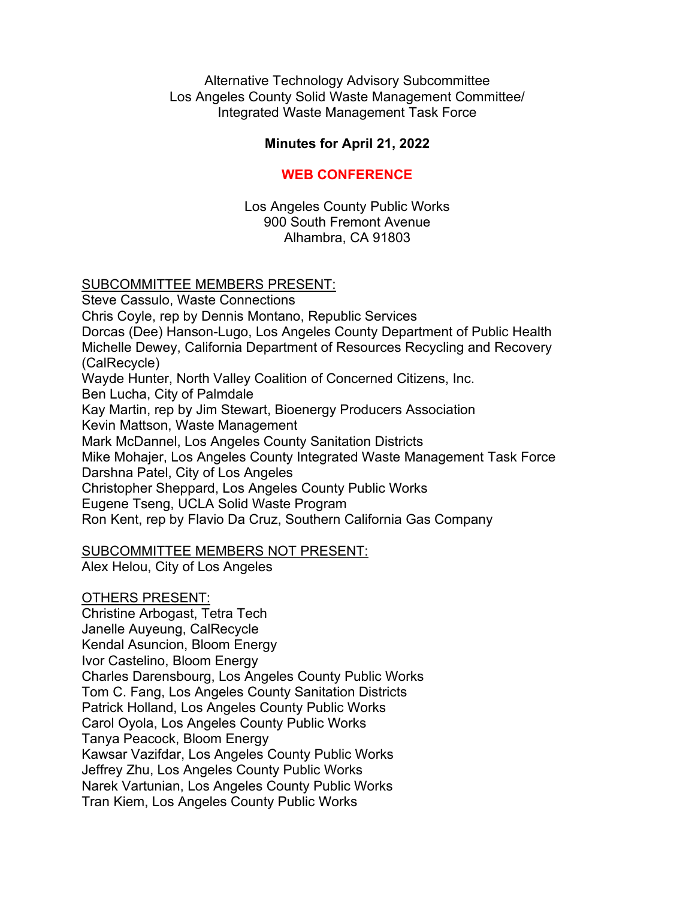Alternative Technology Advisory Subcommittee
Los Angeles County Solid Waste Management Committee/
Integrated Waste Management Task Force

**Minutes for April 21, 2022**

**WEB CONFERENCE**

Los Angeles County Public Works
900 South Fremont Avenue
Alhambra, CA 91803

<u>SUBCOMMITTEE MEMBERS PRESENT:</u>

Steve Cassulo, Waste Connections
Chris Coyle, rep by Dennis Montano, Republic Services
Dorcas (Dee) Hanson-Lugo, Los Angeles County Department of Public Health
Michelle Dewey, California Department of Resources Recycling and Recovery (CalRecycle)
Wayde Hunter, North Valley Coalition of Concerned Citizens, Inc.
Ben Lucha, City of Palmdale
Kay Martin, rep by Jim Stewart, Bioenergy Producers Association
Kevin Mattson, Waste Management
Mark McDannel, Los Angeles County Sanitation Districts
Mike Mohajer, Los Angeles County Integrated Waste Management Task Force
Darshna Patel, City of Los Angeles
Christopher Sheppard, Los Angeles County Public Works
Eugene Tseng, UCLA Solid Waste Program
Ron Kent, rep by Flavio Da Cruz, Southern California Gas Company

<u>SUBCOMMITTEE MEMBERS NOT PRESENT:</u>

Alex Helou, City of Los Angeles

<u>OTHERS PRESENT:</u>

Christine Arbogast, Tetra Tech
Janelle Auyeung, CalRecycle
Kendal Asuncion, Bloom Energy
Ivor Castelino, Bloom Energy
Charles Darensbourg, Los Angeles County Public Works
Tom C. Fang, Los Angeles County Sanitation Districts
Patrick Holland, Los Angeles County Public Works
Carol Oyola, Los Angeles County Public Works
Tanya Peacock, Bloom Energy
Kawsar Vazifdar, Los Angeles County Public Works
Jeffrey Zhu, Los Angeles County Public Works
Narek Vartunian, Los Angeles County Public Works
Tran Kiem, Los Angeles County Public Works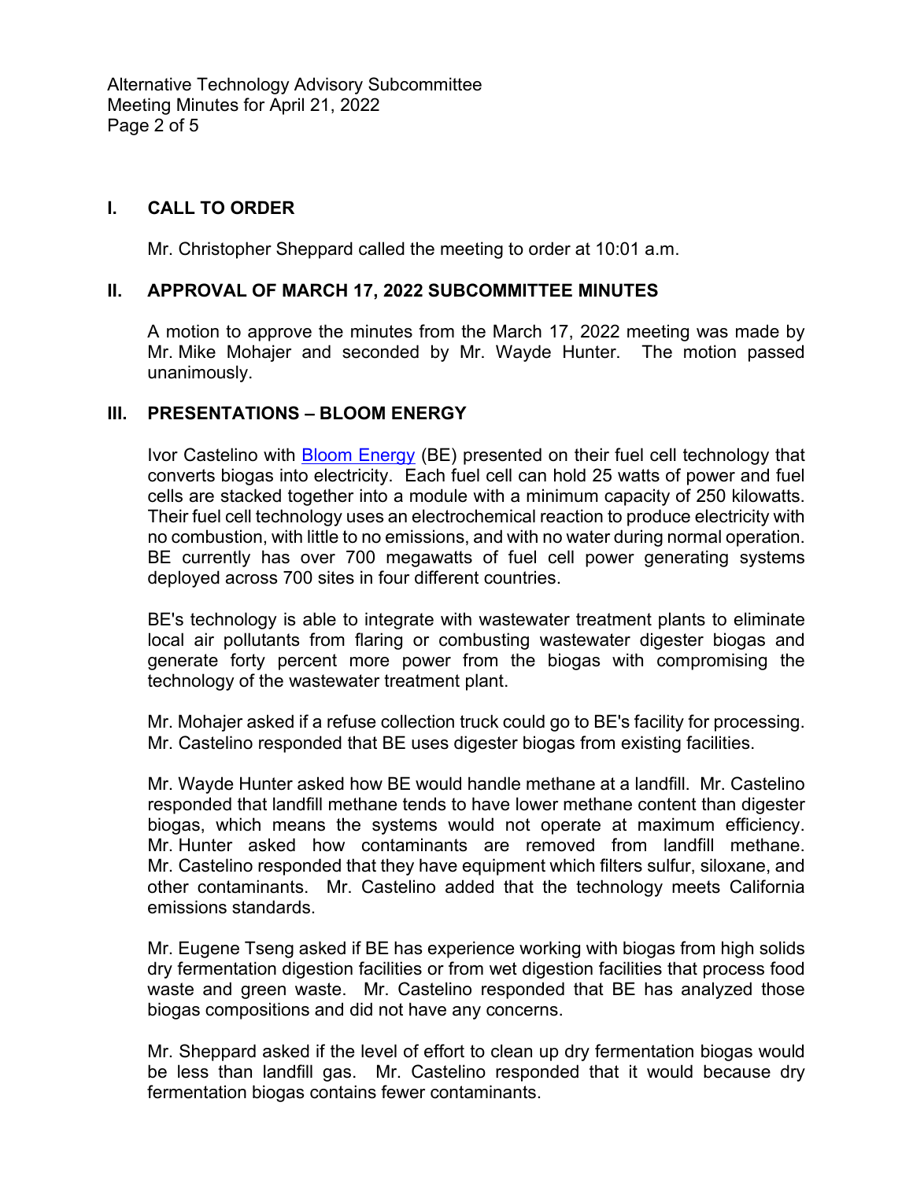## I. CALL TO ORDER

Mr. Christopher Sheppard called the meeting to order at 10:01 a.m.

## II. APPROVAL OF MARCH 17, 2022 SUBCOMMITTEE MINUTES

A motion to approve the minutes from the March 17, 2022 meeting was made by Mr. Mike Mohajer and seconded by Mr. Wayde Hunter. The motion passed unanimously.

## III. PRESENTATIONS – BLOOM ENERGY

Ivor Castelino with Bloom Energy (BE) presented on their fuel cell technology that converts biogas into electricity. Each fuel cell can hold 25 watts of power and fuel cells are stacked together into a module with a minimum capacity of 250 kilowatts. Their fuel cell technology uses an electrochemical reaction to produce electricity with no combustion, with little to no emissions, and with no water during normal operation. BE currently has over 700 megawatts of fuel cell power generating systems deployed across 700 sites in four different countries.

BE's technology is able to integrate with wastewater treatment plants to eliminate local air pollutants from flaring or combusting wastewater digester biogas and generate forty percent more power from the biogas with compromising the technology of the wastewater treatment plant.

Mr. Mohajer asked if a refuse collection truck could go to BE's facility for processing. Mr. Castelino responded that BE uses digester biogas from existing facilities.

Mr. Wayde Hunter asked how BE would handle methane at a landfill. Mr. Castelino responded that landfill methane tends to have lower methane content than digester biogas, which means the systems would not operate at maximum efficiency. Mr. Hunter asked how contaminants are removed from landfill methane. Mr. Castelino responded that they have equipment which filters sulfur, siloxane, and other contaminants. Mr. Castelino added that the technology meets California emissions standards.

Mr. Eugene Tseng asked if BE has experience working with biogas from high solids dry fermentation digestion facilities or from wet digestion facilities that process food waste and green waste. Mr. Castelino responded that BE has analyzed those biogas compositions and did not have any concerns.

Mr. Sheppard asked if the level of effort to clean up dry fermentation biogas would be less than landfill gas. Mr. Castelino responded that it would because dry fermentation biogas contains fewer contaminants.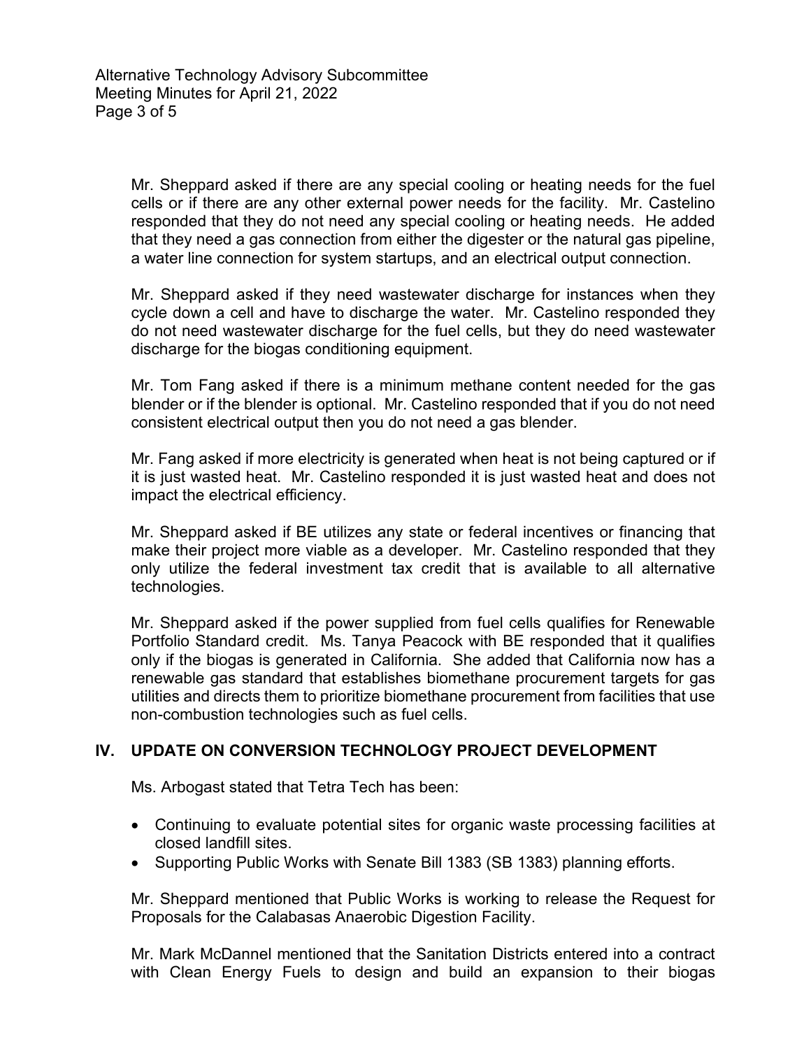Mr. Sheppard asked if there are any special cooling or heating needs for the fuel cells or if there are any other external power needs for the facility. Mr. Castelino responded that they do not need any special cooling or heating needs. He added that they need a gas connection from either the digester or the natural gas pipeline, a water line connection for system startups, and an electrical output connection.

Mr. Sheppard asked if they need wastewater discharge for instances when they cycle down a cell and have to discharge the water. Mr. Castelino responded they do not need wastewater discharge for the fuel cells, but they do need wastewater discharge for the biogas conditioning equipment.

Mr. Tom Fang asked if there is a minimum methane content needed for the gas blender or if the blender is optional. Mr. Castelino responded that if you do not need consistent electrical output then you do not need a gas blender.

Mr. Fang asked if more electricity is generated when heat is not being captured or if it is just wasted heat. Mr. Castelino responded it is just wasted heat and does not impact the electrical efficiency.

Mr. Sheppard asked if BE utilizes any state or federal incentives or financing that make their project more viable as a developer. Mr. Castelino responded that they only utilize the federal investment tax credit that is available to all alternative technologies.

Mr. Sheppard asked if the power supplied from fuel cells qualifies for Renewable Portfolio Standard credit. Ms. Tanya Peacock with BE responded that it qualifies only if the biogas is generated in California. She added that California now has a renewable gas standard that establishes biomethane procurement targets for gas utilities and directs them to prioritize biomethane procurement from facilities that use non-combustion technologies such as fuel cells.

## IV. UPDATE ON CONVERSION TECHNOLOGY PROJECT DEVELOPMENT

Ms. Arbogast stated that Tetra Tech has been:

- Continuing to evaluate potential sites for organic waste processing facilities at closed landfill sites.
- Supporting Public Works with Senate Bill 1383 (SB 1383) planning efforts.

Mr. Sheppard mentioned that Public Works is working to release the Request for Proposals for the Calabasas Anaerobic Digestion Facility.

Mr. Mark McDannel mentioned that the Sanitation Districts entered into a contract with Clean Energy Fuels to design and build an expansion to their biogas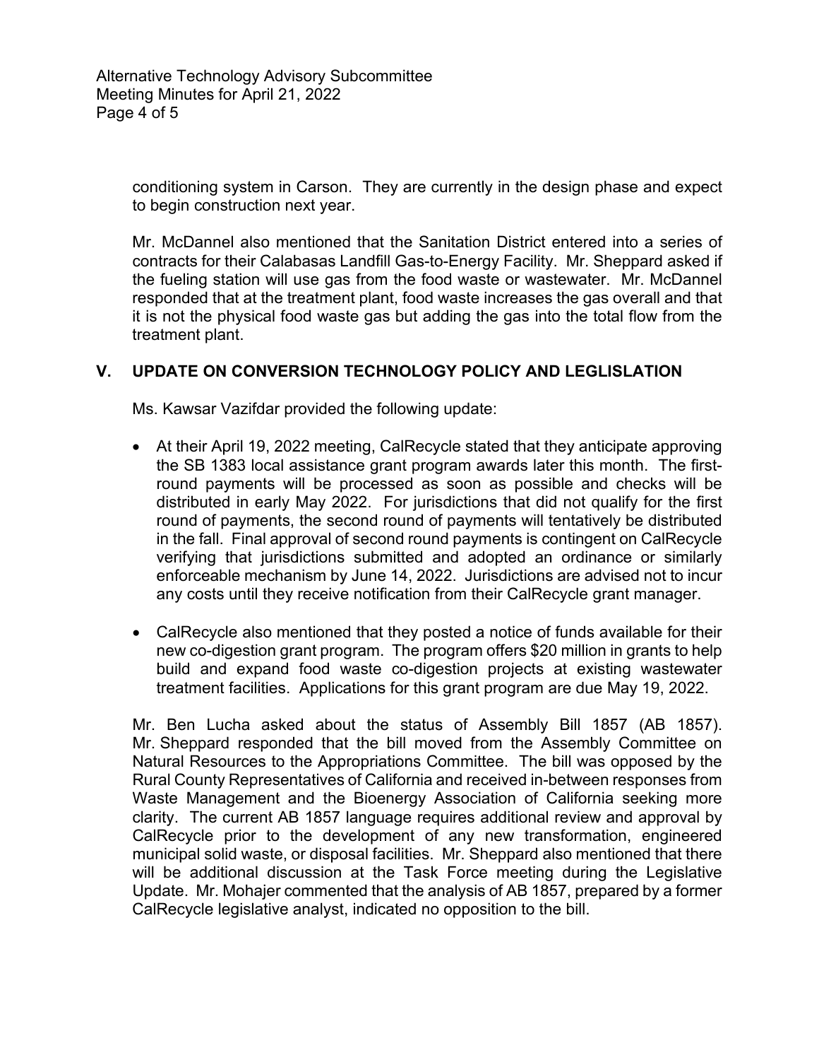conditioning system in Carson. They are currently in the design phase and expect to begin construction next year.

Mr. McDannel also mentioned that the Sanitation District entered into a series of contracts for their Calabasas Landfill Gas-to-Energy Facility. Mr. Sheppard asked if the fueling station will use gas from the food waste or wastewater. Mr. McDannel responded that at the treatment plant, food waste increases the gas overall and that it is not the physical food waste gas but adding the gas into the total flow from the treatment plant.

## V. UPDATE ON CONVERSION TECHNOLOGY POLICY AND LEGLISLATION

Ms. Kawsar Vazifdar provided the following update:

- At their April 19, 2022 meeting, CalRecycle stated that they anticipate approving the SB 1383 local assistance grant program awards later this month. The first-round payments will be processed as soon as possible and checks will be distributed in early May 2022. For jurisdictions that did not qualify for the first round of payments, the second round of payments will tentatively be distributed in the fall. Final approval of second round payments is contingent on CalRecycle verifying that jurisdictions submitted and adopted an ordinance or similarly enforceable mechanism by June 14, 2022. Jurisdictions are advised not to incur any costs until they receive notification from their CalRecycle grant manager.

- CalRecycle also mentioned that they posted a notice of funds available for their new co-digestion grant program. The program offers $20 million in grants to help build and expand food waste co-digestion projects at existing wastewater treatment facilities. Applications for this grant program are due May 19, 2022.

Mr. Ben Lucha asked about the status of Assembly Bill 1857 (AB 1857). Mr. Sheppard responded that the bill moved from the Assembly Committee on Natural Resources to the Appropriations Committee. The bill was opposed by the Rural County Representatives of California and received in-between responses from Waste Management and the Bioenergy Association of California seeking more clarity. The current AB 1857 language requires additional review and approval by CalRecycle prior to the development of any new transformation, engineered municipal solid waste, or disposal facilities. Mr. Sheppard also mentioned that there will be additional discussion at the Task Force meeting during the Legislative Update. Mr. Mohajer commented that the analysis of AB 1857, prepared by a former CalRecycle legislative analyst, indicated no opposition to the bill.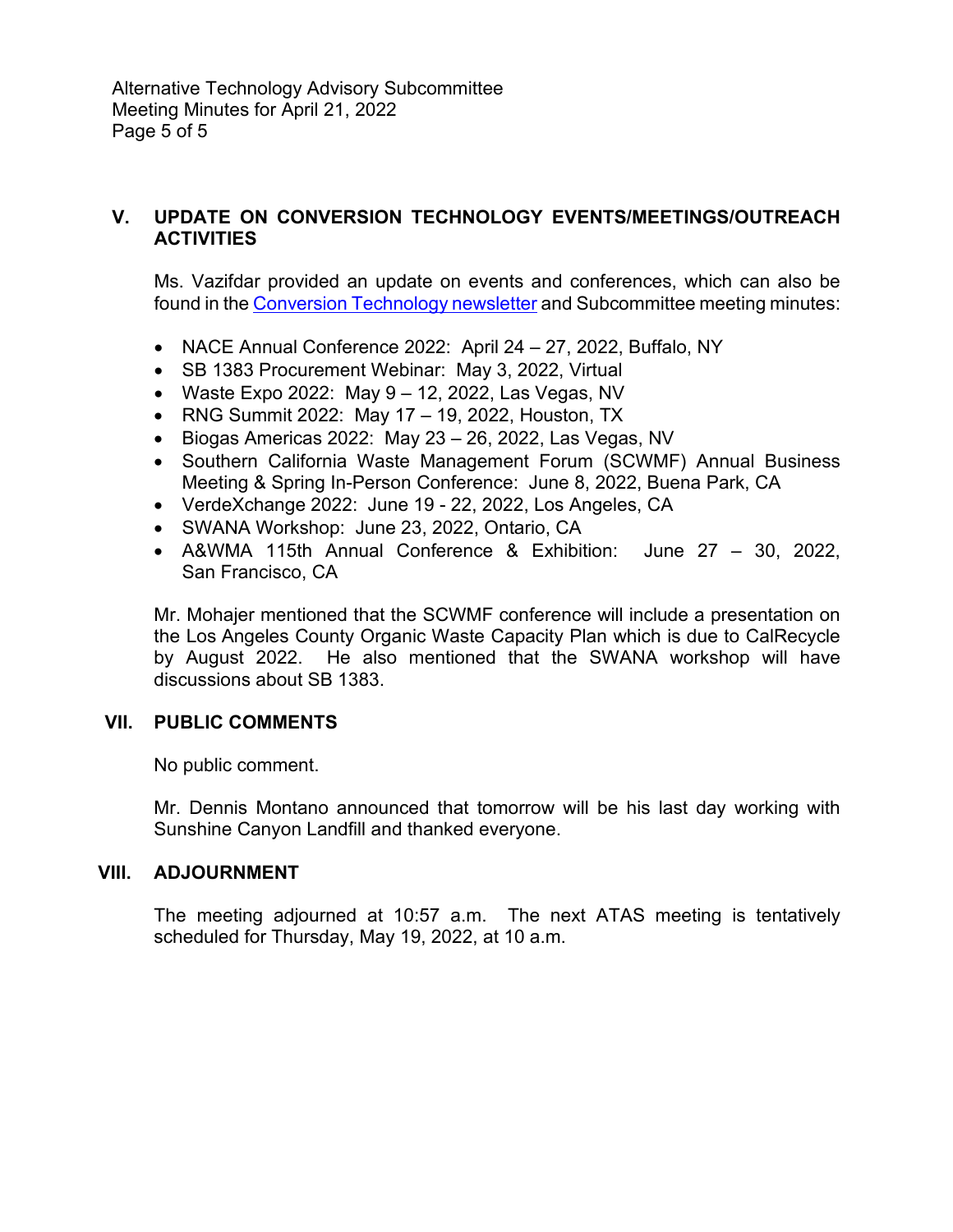## V. UPDATE ON CONVERSION TECHNOLOGY EVENTS/MEETINGS/OUTREACH ACTIVITIES

Ms. Vazifdar provided an update on events and conferences, which can also be found in the Conversion Technology newsletter and Subcommittee meeting minutes:

- NACE Annual Conference 2022: April 24 – 27, 2022, Buffalo, NY
- SB 1383 Procurement Webinar: May 3, 2022, Virtual
- Waste Expo 2022: May 9 – 12, 2022, Las Vegas, NV
- RNG Summit 2022: May 17 – 19, 2022, Houston, TX
- Biogas Americas 2022: May 23 – 26, 2022, Las Vegas, NV
- Southern California Waste Management Forum (SCWMF) Annual Business Meeting & Spring In-Person Conference: June 8, 2022, Buena Park, CA
- VerdeXchange 2022: June 19 - 22, 2022, Los Angeles, CA
- SWANA Workshop: June 23, 2022, Ontario, CA
- A&WMA 115th Annual Conference & Exhibition: June 27 – 30, 2022, San Francisco, CA

Mr. Mohajer mentioned that the SCWMF conference will include a presentation on the Los Angeles County Organic Waste Capacity Plan which is due to CalRecycle by August 2022. He also mentioned that the SWANA workshop will have discussions about SB 1383.

## VII. PUBLIC COMMENTS

No public comment.

Mr. Dennis Montano announced that tomorrow will be his last day working with Sunshine Canyon Landfill and thanked everyone.

## VIII. ADJOURNMENT

The meeting adjourned at 10:57 a.m. The next ATAS meeting is tentatively scheduled for Thursday, May 19, 2022, at 10 a.m.